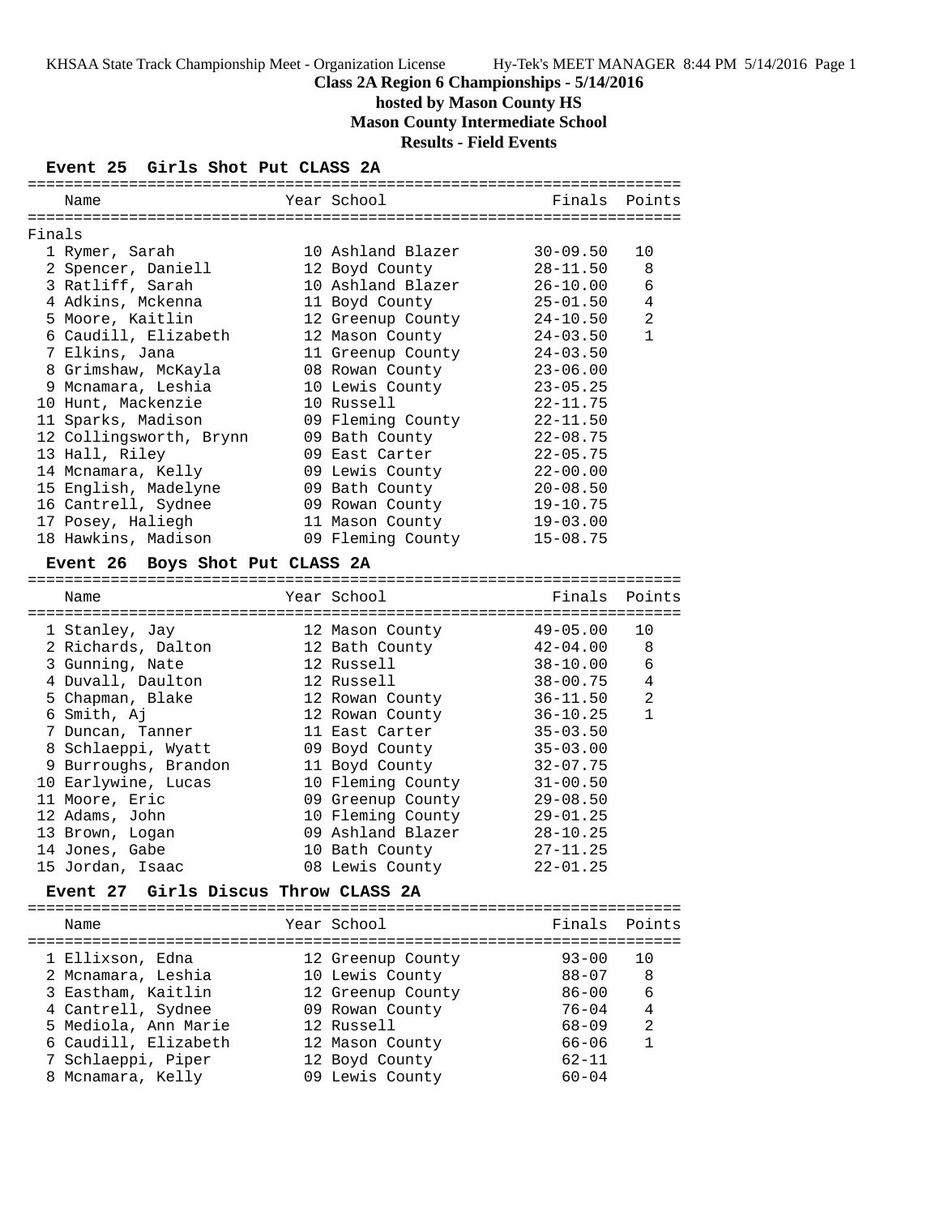KHSAA State Track Championship Meet - Organization License Hy-Tek's MEET MANAGER 8:44 PM 5/14/2016 Page 1

# Class 2A Region 6 Championships - 5/14/2016

## hosted by Mason County HS

## Mason County Intermediate School

## Results - Field Events

### Event 25 Girls Shot Put CLASS 2A

Finals

| | Name | Year | School | Finals | Points |
|---|---|---|---|---|---|
| 1 | Rymer, Sarah | 10 | Ashland Blazer | 30-09.50 | 10 |
| 2 | Spencer, Daniell | 12 | Boyd County | 28-11.50 | 8 |
| 3 | Ratliff, Sarah | 10 | Ashland Blazer | 26-10.00 | 6 |
| 4 | Adkins, Mckenna | 11 | Boyd County | 25-01.50 | 4 |
| 5 | Moore, Kaitlin | 12 | Greenup County | 24-10.50 | 2 |
| 6 | Caudill, Elizabeth | 12 | Mason County | 24-03.50 | 1 |
| 7 | Elkins, Jana | 11 | Greenup County | 24-03.50 | |
| 8 | Grimshaw, McKayla | 08 | Rowan County | 23-06.00 | |
| 9 | Mcnamara, Leshia | 10 | Lewis County | 23-05.25 | |
| 10 | Hunt, Mackenzie | 10 | Russell | 22-11.75 | |
| 11 | Sparks, Madison | 09 | Fleming County | 22-11.50 | |
| 12 | Collingsworth, Brynn | 09 | Bath County | 22-08.75 | |
| 13 | Hall, Riley | 09 | East Carter | 22-05.75 | |
| 14 | Mcnamara, Kelly | 09 | Lewis County | 22-00.00 | |
| 15 | English, Madelyne | 09 | Bath County | 20-08.50 | |
| 16 | Cantrell, Sydnee | 09 | Rowan County | 19-10.75 | |
| 17 | Posey, Haliegh | 11 | Mason County | 19-03.00 | |
| 18 | Hawkins, Madison | 09 | Fleming County | 15-08.75 | |

### Event 26 Boys Shot Put CLASS 2A

| | Name | Year | School | Finals | Points |
|---|---|---|---|---|---|
| 1 | Stanley, Jay | 12 | Mason County | 49-05.00 | 10 |
| 2 | Richards, Dalton | 12 | Bath County | 42-04.00 | 8 |
| 3 | Gunning, Nate | 12 | Russell | 38-10.00 | 6 |
| 4 | Duvall, Daulton | 12 | Russell | 38-00.75 | 4 |
| 5 | Chapman, Blake | 12 | Rowan County | 36-11.50 | 2 |
| 6 | Smith, Aj | 12 | Rowan County | 36-10.25 | 1 |
| 7 | Duncan, Tanner | 11 | East Carter | 35-03.50 | |
| 8 | Schlaeppi, Wyatt | 09 | Boyd County | 35-03.00 | |
| 9 | Burroughs, Brandon | 11 | Boyd County | 32-07.75 | |
| 10 | Earlywine, Lucas | 10 | Fleming County | 31-00.50 | |
| 11 | Moore, Eric | 09 | Greenup County | 29-08.50 | |
| 12 | Adams, John | 10 | Fleming County | 29-01.25 | |
| 13 | Brown, Logan | 09 | Ashland Blazer | 28-10.25 | |
| 14 | Jones, Gabe | 10 | Bath County | 27-11.25 | |
| 15 | Jordan, Isaac | 08 | Lewis County | 22-01.25 | |

### Event 27 Girls Discus Throw CLASS 2A

| | Name | Year | School | Finals | Points |
|---|---|---|---|---|---|
| 1 | Ellixson, Edna | 12 | Greenup County | 93-00 | 10 |
| 2 | Mcnamara, Leshia | 10 | Lewis County | 88-07 | 8 |
| 3 | Eastham, Kaitlin | 12 | Greenup County | 86-00 | 6 |
| 4 | Cantrell, Sydnee | 09 | Rowan County | 76-04 | 4 |
| 5 | Mediola, Ann Marie | 12 | Russell | 68-09 | 2 |
| 6 | Caudill, Elizabeth | 12 | Mason County | 66-06 | 1 |
| 7 | Schlaeppi, Piper | 12 | Boyd County | 62-11 | |
| 8 | Mcnamara, Kelly | 09 | Lewis County | 60-04 | |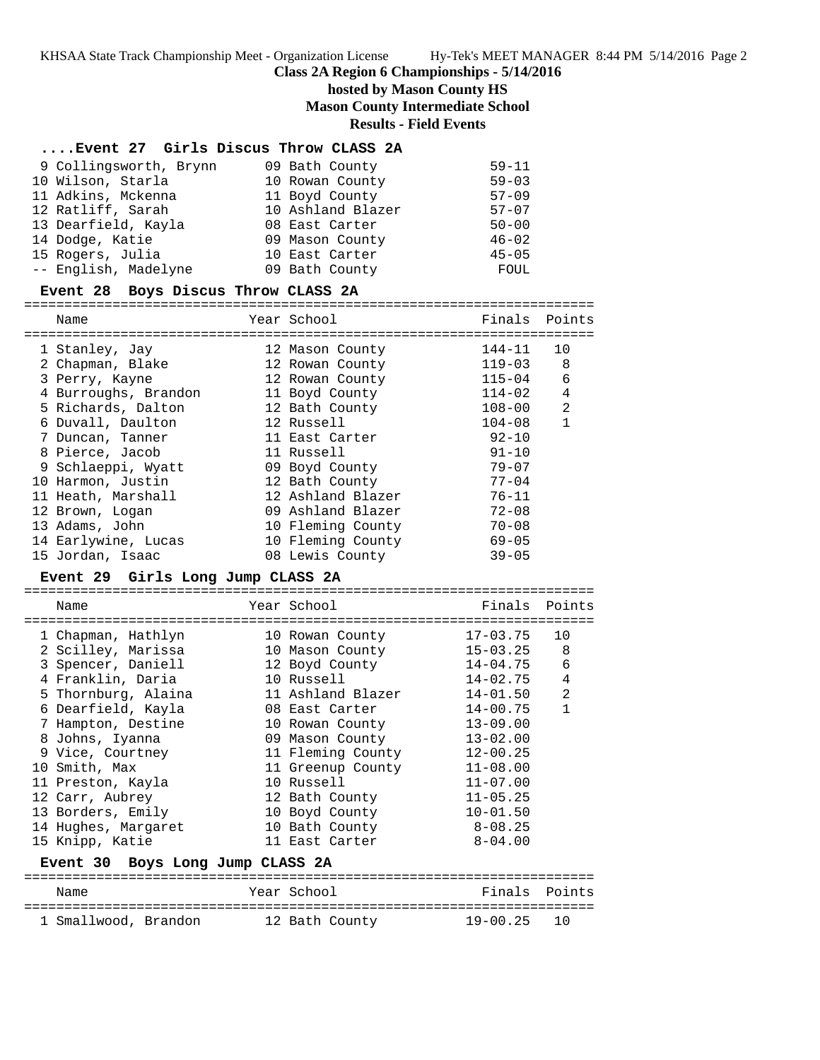## Class 2A Region 6 Championships - 5/14/2016

**hosted by Mason County HS**

**Mason County Intermediate School**

**Results - Field Events**

### ....Event 27 Girls Discus Throw CLASS 2A

| Place | Name | Year | School | Finals |
|---|---|---|---|---|
| 9 | Collingsworth, Brynn | 09 | Bath County | 59-11 |
| 10 | Wilson, Starla | 10 | Rowan County | 59-03 |
| 11 | Adkins, Mckenna | 11 | Boyd County | 57-09 |
| 12 | Ratliff, Sarah | 10 | Ashland Blazer | 57-07 |
| 13 | Dearfield, Kayla | 08 | East Carter | 50-00 |
| 14 | Dodge, Katie | 09 | Mason County | 46-02 |
| 15 | Rogers, Julia | 10 | East Carter | 45-05 |
| -- | English, Madelyne | 09 | Bath County | FOUL |

### Event 28 Boys Discus Throw CLASS 2A

| Place | Name | Year | School | Finals | Points |
|---|---|---|---|---|---|
| 1 | Stanley, Jay | 12 | Mason County | 144-11 | 10 |
| 2 | Chapman, Blake | 12 | Rowan County | 119-03 | 8 |
| 3 | Perry, Kayne | 12 | Rowan County | 115-04 | 6 |
| 4 | Burroughs, Brandon | 11 | Boyd County | 114-02 | 4 |
| 5 | Richards, Dalton | 12 | Bath County | 108-00 | 2 |
| 6 | Duvall, Daulton | 12 | Russell | 104-08 | 1 |
| 7 | Duncan, Tanner | 11 | East Carter | 92-10 | |
| 8 | Pierce, Jacob | 11 | Russell | 91-10 | |
| 9 | Schlaeppi, Wyatt | 09 | Boyd County | 79-07 | |
| 10 | Harmon, Justin | 12 | Bath County | 77-04 | |
| 11 | Heath, Marshall | 12 | Ashland Blazer | 76-11 | |
| 12 | Brown, Logan | 09 | Ashland Blazer | 72-08 | |
| 13 | Adams, John | 10 | Fleming County | 70-08 | |
| 14 | Earlywine, Lucas | 10 | Fleming County | 69-05 | |
| 15 | Jordan, Isaac | 08 | Lewis County | 39-05 | |

### Event 29 Girls Long Jump CLASS 2A

| Place | Name | Year | School | Finals | Points |
|---|---|---|---|---|---|
| 1 | Chapman, Hathlyn | 10 | Rowan County | 17-03.75 | 10 |
| 2 | Scilley, Marissa | 10 | Mason County | 15-03.25 | 8 |
| 3 | Spencer, Daniell | 12 | Boyd County | 14-04.75 | 6 |
| 4 | Franklin, Daria | 10 | Russell | 14-02.75 | 4 |
| 5 | Thornburg, Alaina | 11 | Ashland Blazer | 14-01.50 | 2 |
| 6 | Dearfield, Kayla | 08 | East Carter | 14-00.75 | 1 |
| 7 | Hampton, Destine | 10 | Rowan County | 13-09.00 | |
| 8 | Johns, Iyanna | 09 | Mason County | 13-02.00 | |
| 9 | Vice, Courtney | 11 | Fleming County | 12-00.25 | |
| 10 | Smith, Max | 11 | Greenup County | 11-08.00 | |
| 11 | Preston, Kayla | 10 | Russell | 11-07.00 | |
| 12 | Carr, Aubrey | 12 | Bath County | 11-05.25 | |
| 13 | Borders, Emily | 10 | Boyd County | 10-01.50 | |
| 14 | Hughes, Margaret | 10 | Bath County | 8-08.25 | |
| 15 | Knipp, Katie | 11 | East Carter | 8-04.00 | |

### Event 30 Boys Long Jump CLASS 2A

| Place | Name | Year | School | Finals | Points |
|---|---|---|---|---|---|
| 1 | Smallwood, Brandon | 12 | Bath County | 19-00.25 | 10 |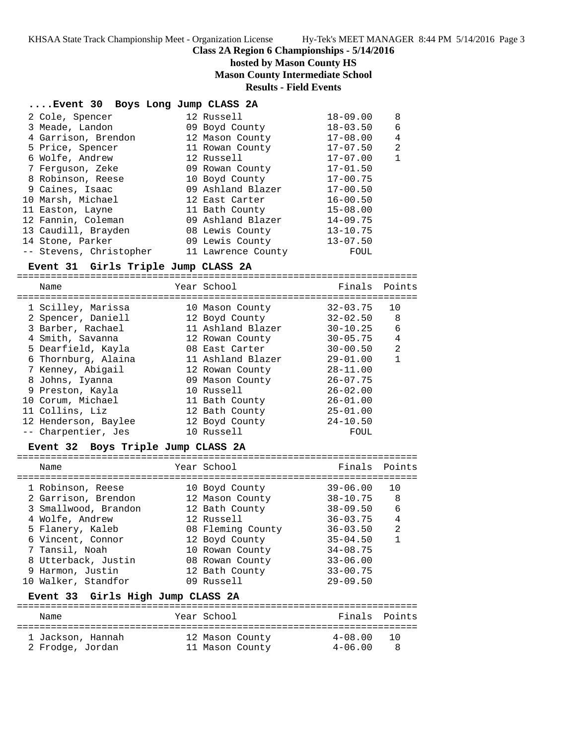## Class 2A Region 6 Championships - 5/14/2016

**hosted by Mason County HS**

**Mason County Intermediate School**

**Results - Field Events**

### ....Event 30 Boys Long Jump CLASS 2A

| Place | Name | Year | School | Finals | Points |
|---|---|---|---|---|---|
| 2 | Cole, Spencer | 12 | Russell | 18-09.00 | 8 |
| 3 | Meade, Landon | 09 | Boyd County | 18-03.50 | 6 |
| 4 | Garrison, Brendon | 12 | Mason County | 17-08.00 | 4 |
| 5 | Price, Spencer | 11 | Rowan County | 17-07.50 | 2 |
| 6 | Wolfe, Andrew | 12 | Russell | 17-07.00 | 1 |
| 7 | Ferguson, Zeke | 09 | Rowan County | 17-01.50 | |
| 8 | Robinson, Reese | 10 | Boyd County | 17-00.75 | |
| 9 | Caines, Isaac | 09 | Ashland Blazer | 17-00.50 | |
| 10 | Marsh, Michael | 12 | East Carter | 16-00.50 | |
| 11 | Easton, Layne | 11 | Bath County | 15-08.00 | |
| 12 | Fannin, Coleman | 09 | Ashland Blazer | 14-09.75 | |
| 13 | Caudill, Brayden | 08 | Lewis County | 13-10.75 | |
| 14 | Stone, Parker | 09 | Lewis County | 13-07.50 | |
| -- | Stevens, Christopher | 11 | Lawrence County | FOUL | |

### Event 31 Girls Triple Jump CLASS 2A

| Place | Name | Year | School | Finals | Points |
|---|---|---|---|---|---|
| 1 | Scilley, Marissa | 10 | Mason County | 32-03.75 | 10 |
| 2 | Spencer, Daniell | 12 | Boyd County | 32-02.50 | 8 |
| 3 | Barber, Rachael | 11 | Ashland Blazer | 30-10.25 | 6 |
| 4 | Smith, Savanna | 12 | Rowan County | 30-05.75 | 4 |
| 5 | Dearfield, Kayla | 08 | East Carter | 30-00.50 | 2 |
| 6 | Thornburg, Alaina | 11 | Ashland Blazer | 29-01.00 | 1 |
| 7 | Kenney, Abigail | 12 | Rowan County | 28-11.00 | |
| 8 | Johns, Iyanna | 09 | Mason County | 26-07.75 | |
| 9 | Preston, Kayla | 10 | Russell | 26-02.00 | |
| 10 | Corum, Michael | 11 | Bath County | 26-01.00 | |
| 11 | Collins, Liz | 12 | Bath County | 25-01.00 | |
| 12 | Henderson, Baylee | 12 | Boyd County | 24-10.50 | |
| -- | Charpentier, Jes | 10 | Russell | FOUL | |

### Event 32 Boys Triple Jump CLASS 2A

| Place | Name | Year | School | Finals | Points |
|---|---|---|---|---|---|
| 1 | Robinson, Reese | 10 | Boyd County | 39-06.00 | 10 |
| 2 | Garrison, Brendon | 12 | Mason County | 38-10.75 | 8 |
| 3 | Smallwood, Brandon | 12 | Bath County | 38-09.50 | 6 |
| 4 | Wolfe, Andrew | 12 | Russell | 36-03.75 | 4 |
| 5 | Flanery, Kaleb | 08 | Fleming County | 36-03.50 | 2 |
| 6 | Vincent, Connor | 12 | Boyd County | 35-04.50 | 1 |
| 7 | Tansil, Noah | 10 | Rowan County | 34-08.75 | |
| 8 | Utterback, Justin | 08 | Rowan County | 33-06.00 | |
| 9 | Harmon, Justin | 12 | Bath County | 33-00.75 | |
| 10 | Walker, Standfor | 09 | Russell | 29-09.50 | |

### Event 33 Girls High Jump CLASS 2A

| Place | Name | Year | School | Finals | Points |
|---|---|---|---|---|---|
| 1 | Jackson, Hannah | 12 | Mason County | 4-08.00 | 10 |
| 2 | Frodge, Jordan | 11 | Mason County | 4-06.00 | 8 |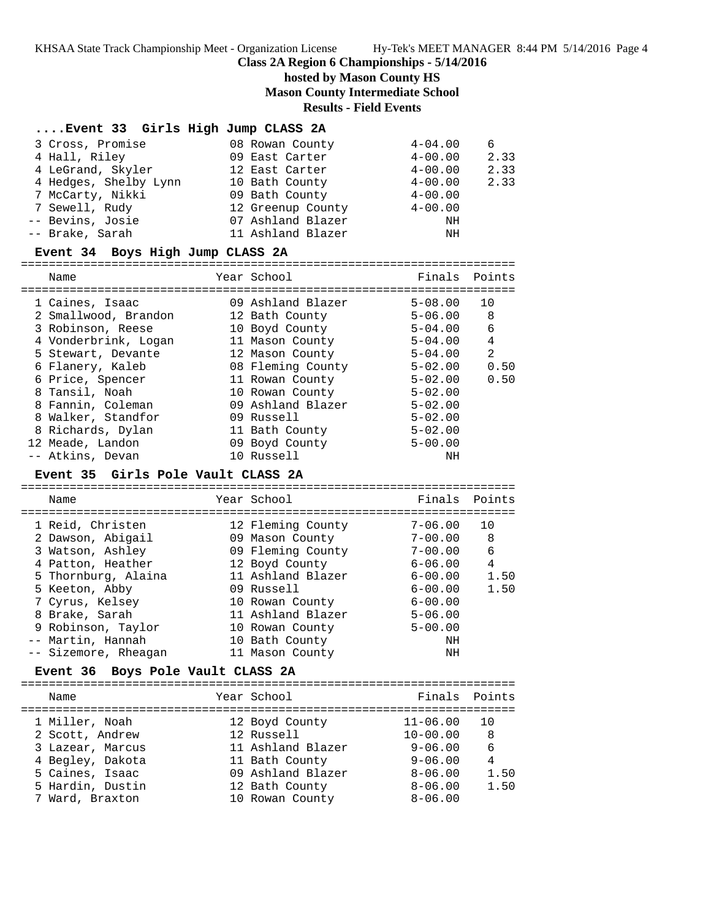**Class 2A Region 6 Championships - 5/14/2016**

**hosted by Mason County HS**

**Mason County Intermediate School**

**Results - Field Events**

### ....Event 33 Girls High Jump CLASS 2A

| Place | Name | Year | School | Finals | Points |
|---|---|---|---|---|---|
| 3 | Cross, Promise | 08 | Rowan County | 4-04.00 | 6 |
| 4 | Hall, Riley | 09 | East Carter | 4-00.00 | 2.33 |
| 4 | LeGrand, Skyler | 12 | East Carter | 4-00.00 | 2.33 |
| 4 | Hedges, Shelby Lynn | 10 | Bath County | 4-00.00 | 2.33 |
| 7 | McCarty, Nikki | 09 | Bath County | 4-00.00 | |
| 7 | Sewell, Rudy | 12 | Greenup County | 4-00.00 | |
| -- | Bevins, Josie | 07 | Ashland Blazer | NH | |
| -- | Brake, Sarah | 11 | Ashland Blazer | NH | |

### Event 34 Boys High Jump CLASS 2A

| Place | Name | Year | School | Finals | Points |
|---|---|---|---|---|---|
| 1 | Caines, Isaac | 09 | Ashland Blazer | 5-08.00 | 10 |
| 2 | Smallwood, Brandon | 12 | Bath County | 5-06.00 | 8 |
| 3 | Robinson, Reese | 10 | Boyd County | 5-04.00 | 6 |
| 4 | Vonderbrink, Logan | 11 | Mason County | 5-04.00 | 4 |
| 5 | Stewart, Devante | 12 | Mason County | 5-04.00 | 2 |
| 6 | Flanery, Kaleb | 08 | Fleming County | 5-02.00 | 0.50 |
| 6 | Price, Spencer | 11 | Rowan County | 5-02.00 | 0.50 |
| 8 | Tansil, Noah | 10 | Rowan County | 5-02.00 | |
| 8 | Fannin, Coleman | 09 | Ashland Blazer | 5-02.00 | |
| 8 | Walker, Standfor | 09 | Russell | 5-02.00 | |
| 8 | Richards, Dylan | 11 | Bath County | 5-02.00 | |
| 12 | Meade, Landon | 09 | Boyd County | 5-00.00 | |
| -- | Atkins, Devan | 10 | Russell | NH | |

### Event 35 Girls Pole Vault CLASS 2A

| Place | Name | Year | School | Finals | Points |
|---|---|---|---|---|---|
| 1 | Reid, Christen | 12 | Fleming County | 7-06.00 | 10 |
| 2 | Dawson, Abigail | 09 | Mason County | 7-00.00 | 8 |
| 3 | Watson, Ashley | 09 | Fleming County | 7-00.00 | 6 |
| 4 | Patton, Heather | 12 | Boyd County | 6-06.00 | 4 |
| 5 | Thornburg, Alaina | 11 | Ashland Blazer | 6-00.00 | 1.50 |
| 5 | Keeton, Abby | 09 | Russell | 6-00.00 | 1.50 |
| 7 | Cyrus, Kelsey | 10 | Rowan County | 6-00.00 | |
| 8 | Brake, Sarah | 11 | Ashland Blazer | 5-06.00 | |
| 9 | Robinson, Taylor | 10 | Rowan County | 5-00.00 | |
| -- | Martin, Hannah | 10 | Bath County | NH | |
| -- | Sizemore, Rheagan | 11 | Mason County | NH | |

### Event 36 Boys Pole Vault CLASS 2A

| Place | Name | Year | School | Finals | Points |
|---|---|---|---|---|---|
| 1 | Miller, Noah | 12 | Boyd County | 11-06.00 | 10 |
| 2 | Scott, Andrew | 12 | Russell | 10-00.00 | 8 |
| 3 | Lazear, Marcus | 11 | Ashland Blazer | 9-06.00 | 6 |
| 4 | Begley, Dakota | 11 | Bath County | 9-06.00 | 4 |
| 5 | Caines, Isaac | 09 | Ashland Blazer | 8-06.00 | 1.50 |
| 5 | Hardin, Dustin | 12 | Bath County | 8-06.00 | 1.50 |
| 7 | Ward, Braxton | 10 | Rowan County | 8-06.00 | |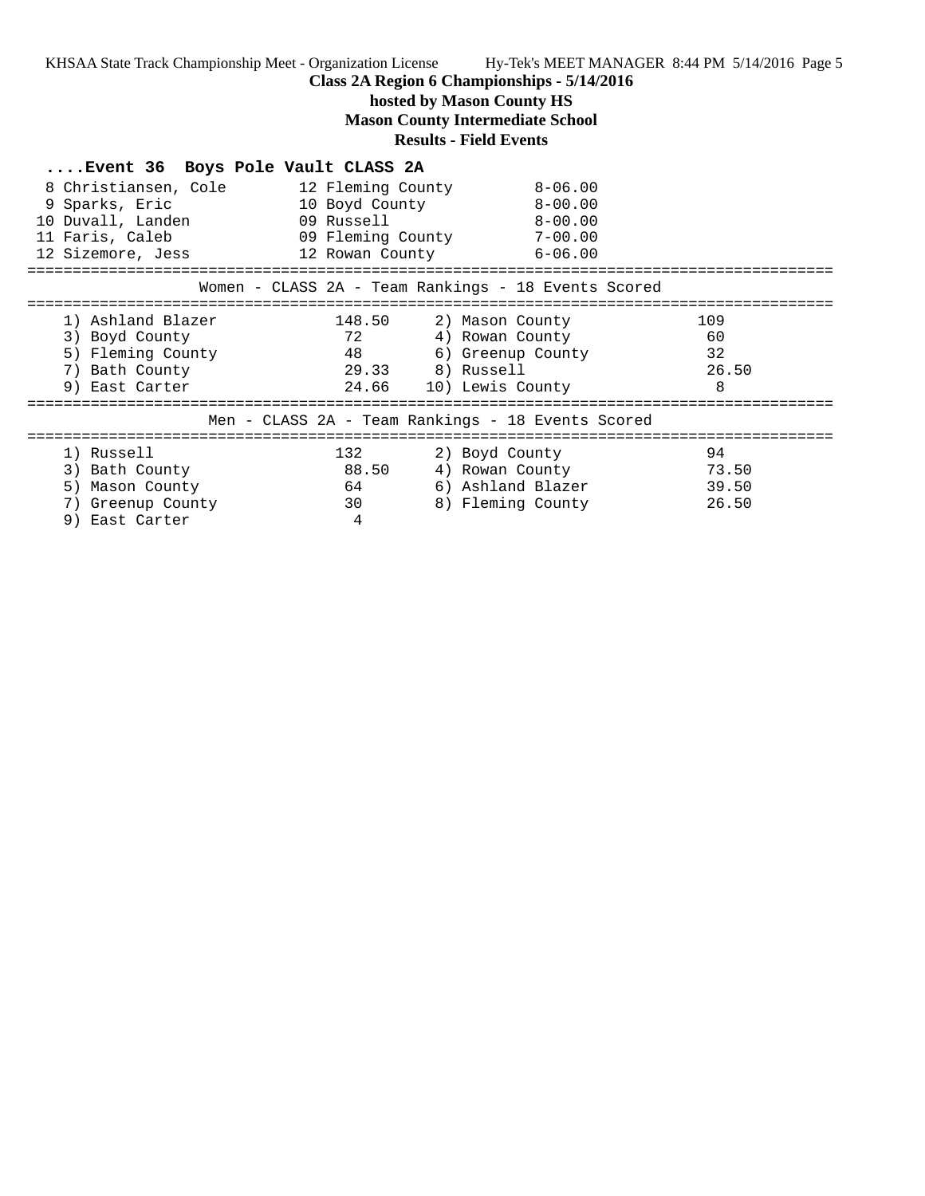**Class 2A Region 6 Championships - 5/14/2016**

**hosted by Mason County HS**

**Mason County Intermediate School**

**Results - Field Events**

### ....Event 36 Boys Pole Vault CLASS 2A

| | | | |
|---|---|---|---|
| 8 | Christiansen, Cole | 12 Fleming County | 8-06.00 |
| 9 | Sparks, Eric | 10 Boyd County | 8-00.00 |
| 10 | Duvall, Landen | 09 Russell | 8-00.00 |
| 11 | Faris, Caleb | 09 Fleming County | 7-00.00 |
| 12 | Sizemore, Jess | 12 Rowan County | 6-06.00 |

### Women - CLASS 2A - Team Rankings - 18 Events Scored

| | | | |
|---|---|---|---|
| 1) Ashland Blazer | 148.50 | 2) Mason County | 109 |
| 3) Boyd County | 72 | 4) Rowan County | 60 |
| 5) Fleming County | 48 | 6) Greenup County | 32 |
| 7) Bath County | 29.33 | 8) Russell | 26.50 |
| 9) East Carter | 24.66 | 10) Lewis County | 8 |

### Men - CLASS 2A - Team Rankings - 18 Events Scored

| | | | |
|---|---|---|---|
| 1) Russell | 132 | 2) Boyd County | 94 |
| 3) Bath County | 88.50 | 4) Rowan County | 73.50 |
| 5) Mason County | 64 | 6) Ashland Blazer | 39.50 |
| 7) Greenup County | 30 | 8) Fleming County | 26.50 |
| 9) East Carter | 4 | | |